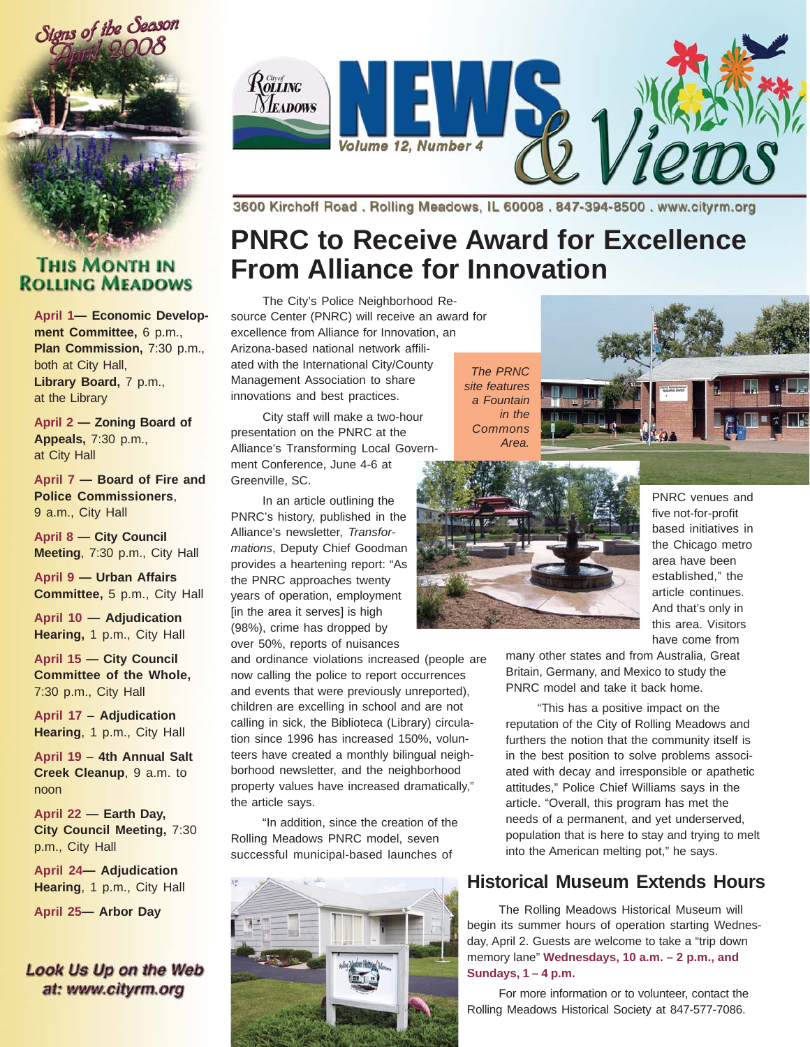# City of Rolling Meadows NEWS & Views

Volume 12, Number 4

3600 Kirchoff Road . Rolling Meadows, IL 60008 . 847-394-8500 . www.cityrm.org

Signs of the Season April 2008

## This Month in Rolling Meadows

**April 1— Economic Development Committee,** 6 p.m., **Plan Commission,** 7:30 p.m., both at City Hall, **Library Board,** 7 p.m., at the Library

**April 2 — Zoning Board of Appeals,** 7:30 p.m., at City Hall

**April 7 — Board of Fire and Police Commissioners**, 9 a.m., City Hall

**April 8 — City Council Meeting**, 7:30 p.m., City Hall

**April 9 — Urban Affairs Committee,** 5 p.m., City Hall

**April 10 — Adjudication Hearing,** 1 p.m., City Hall

**April 15 — City Council Committee of the Whole,** 7:30 p.m., City Hall

**April 17** – **Adjudication Hearing**, 1 p.m., City Hall

**April 19** – **4th Annual Salt Creek Cleanup**, 9 a.m. to noon

**April 22 — Earth Day, City Council Meeting,** 7:30 p.m., City Hall

**April 24— Adjudication Hearing**, 1 p.m., City Hall

**April 25— Arbor Day**

**Look Us Up on the Web at: www.cityrm.org**

# PNRC to Receive Award for Excellence From Alliance for Innovation

The City's Police Neighborhood Resource Center (PNRC) will receive an award for excellence from Alliance for Innovation, an Arizona-based national network affiliated with the International City/County Management Association to share innovations and best practices.

City staff will make a two-hour presentation on the PNRC at the Alliance's Transforming Local Government Conference, June 4-6 at Greenville, SC.

In an article outlining the PNRC's history, published in the Alliance's newsletter, *Transformations*, Deputy Chief Goodman provides a heartening report: "As the PNRC approaches twenty years of operation, employment [in the area it serves] is high (98%), crime has dropped by over 50%, reports of nuisances and ordinance violations increased (people are now calling the police to report occurrences and events that were previously unreported), children are excelling in school and are not calling in sick, the Biblioteca (Library) circulation since 1996 has increased 150%, volunteers have created a monthly bilingual neighborhood newsletter, and the neighborhood property values have increased dramatically," the article says.

"In addition, since the creation of the Rolling Meadows PNRC model, seven successful municipal-based launches of PNRC venues and five not-for-profit based initiatives in the Chicago metro area have been established," the article continues. And that's only in this area. Visitors have come from many other states and from Australia, Great Britain, Germany, and Mexico to study the PNRC model and take it back home.

"This has a positive impact on the reputation of the City of Rolling Meadows and furthers the notion that the community itself is in the best position to solve problems associated with decay and irresponsible or apathetic attitudes," Police Chief Williams says in the article. "Overall, this program has met the needs of a permanent, and yet underserved, population that is here to stay and trying to melt into the American melting pot," he says.

*The PRNC site features a Fountain in the Commons Area.*

## Historical Museum Extends Hours

The Rolling Meadows Historical Museum will begin its summer hours of operation starting Wednesday, April 2. Guests are welcome to take a "trip down memory lane" **Wednesdays, 10 a.m. – 2 p.m., and Sundays, 1 – 4 p.m.**

For more information or to volunteer, contact the Rolling Meadows Historical Society at 847-577-7086.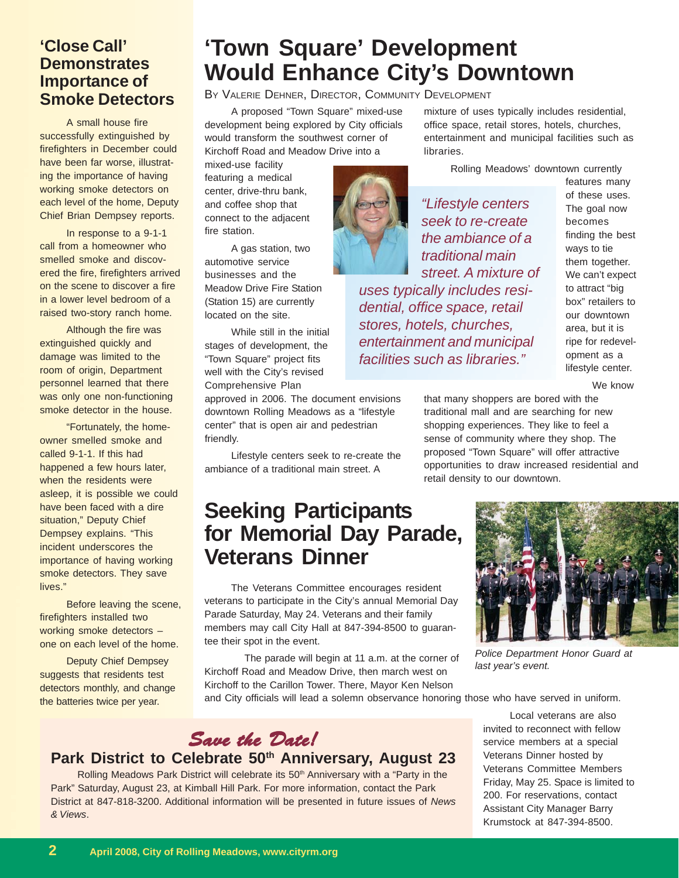## 'Close Call' Demonstrates Importance of Smoke Detectors

A small house fire successfully extinguished by firefighters in December could have been far worse, illustrating the importance of having working smoke detectors on each level of the home, Deputy Chief Brian Dempsey reports.

In response to a 9-1-1 call from a homeowner who smelled smoke and discovered the fire, firefighters arrived on the scene to discover a fire in a lower level bedroom of a raised two-story ranch home.

Although the fire was extinguished quickly and damage was limited to the room of origin, Department personnel learned that there was only one non-functioning smoke detector in the house.

"Fortunately, the homeowner smelled smoke and called 9-1-1. If this had happened a few hours later, when the residents were asleep, it is possible we could have been faced with a dire situation," Deputy Chief Dempsey explains. "This incident underscores the importance of having working smoke detectors. They save lives."

Before leaving the scene, firefighters installed two working smoke detectors – one on each level of the home.

Deputy Chief Dempsey suggests that residents test detectors monthly, and change the batteries twice per year.

# 'Town Square' Development Would Enhance City's Downtown

By Valerie Dehner, Director, Community Development

A proposed "Town Square" mixed-use development being explored by City officials would transform the southwest corner of Kirchoff Road and Meadow Drive into a mixed-use facility featuring a medical center, drive-thru bank, and coffee shop that connect to the adjacent fire station.

A gas station, two automotive service businesses and the Meadow Drive Fire Station (Station 15) are currently located on the site.

While still in the initial stages of development, the "Town Square" project fits well with the City's revised Comprehensive Plan approved in 2006. The document envisions downtown Rolling Meadows as a "lifestyle center" that is open air and pedestrian friendly.

Lifestyle centers seek to re-create the ambiance of a traditional main street. A mixture of uses typically includes residential, office space, retail stores, hotels, churches, entertainment and municipal facilities such as libraries.

> *"Lifestyle centers seek to re-create the ambiance of a traditional main street. A mixture of uses typically includes residential, office space, retail stores, hotels, churches, entertainment and municipal facilities such as libraries."*

Rolling Meadows' downtown currently features many of these uses. The goal now becomes finding the best ways to tie them together. We can't expect to attract "big box" retailers to our downtown area, but it is ripe for redevelopment as a lifestyle center.

We know that many shoppers are bored with the traditional mall and are searching for new shopping experiences. They like to feel a sense of community where they shop. The proposed "Town Square" will offer attractive opportunities to draw increased residential and retail density to our downtown.

# Seeking Participants for Memorial Day Parade, Veterans Dinner

The Veterans Committee encourages resident veterans to participate in the City's annual Memorial Day Parade Saturday, May 24. Veterans and their family members may call City Hall at 847-394-8500 to guarantee their spot in the event.

The parade will begin at 11 a.m. at the corner of Kirchoff Road and Meadow Drive, then march west on Kirchoff to the Carillon Tower. There, Mayor Ken Nelson and City officials will lead a solemn observance honoring those who have served in uniform.

*Police Department Honor Guard at last year's event.*

Local veterans are also invited to reconnect with fellow service members at a special Veterans Dinner hosted by Veterans Committee Members Friday, May 25. Space is limited to 200. For reservations, contact Assistant City Manager Barry Krumstock at 847-394-8500.

*Save the Date!*

## Park District to Celebrate 50th Anniversary, August 23

Rolling Meadows Park District will celebrate its 50th Anniversary with a "Party in the Park" Saturday, August 23, at Kimball Hill Park. For more information, contact the Park District at 847-818-3200. Additional information will be presented in future issues of *News & Views*.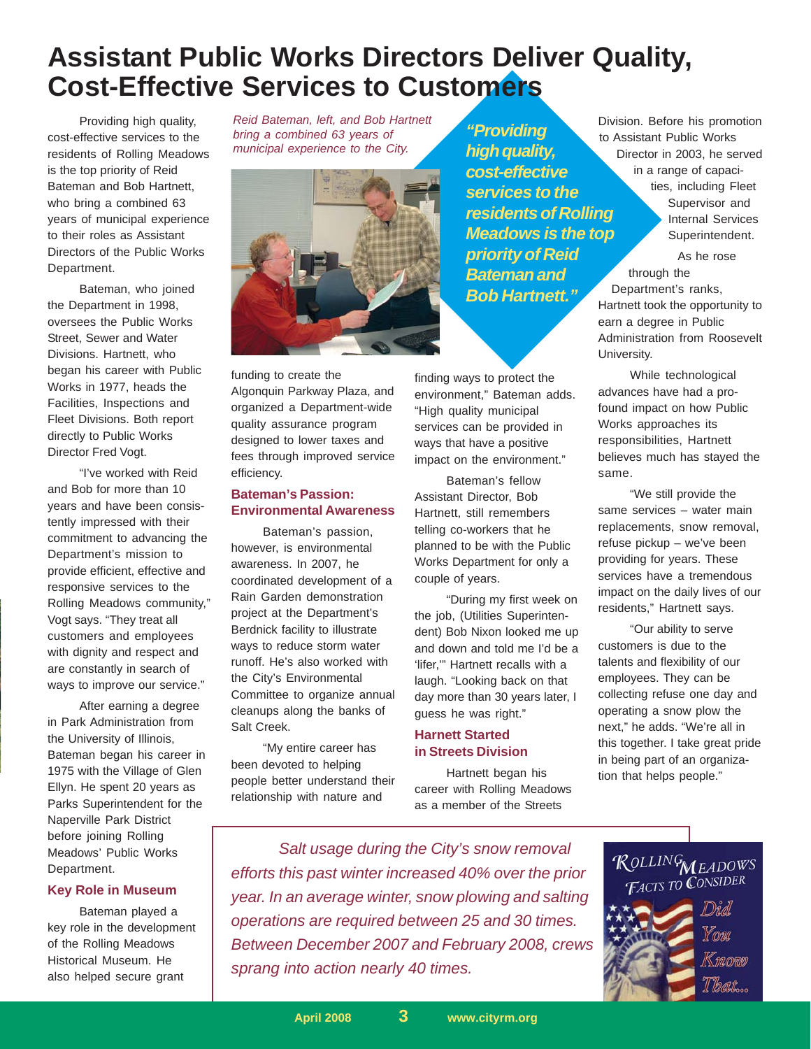# Assistant Public Works Directors Deliver Quality, Cost-Effective Services to Customers

Providing high quality, cost-effective services to the residents of Rolling Meadows is the top priority of Reid Bateman and Bob Hartnett, who bring a combined 63 years of municipal experience to their roles as Assistant Directors of the Public Works Department.

Bateman, who joined the Department in 1998, oversees the Public Works Street, Sewer and Water Divisions. Hartnett, who began his career with Public Works in 1977, heads the Facilities, Inspections and Fleet Divisions. Both report directly to Public Works Director Fred Vogt.

"I've worked with Reid and Bob for more than 10 years and have been consistently impressed with their commitment to advancing the Department's mission to provide efficient, effective and responsive services to the Rolling Meadows community," Vogt says. "They treat all customers and employees with dignity and respect and are constantly in search of ways to improve our service."

After earning a degree in Park Administration from the University of Illinois, Bateman began his career in 1975 with the Village of Glen Ellyn. He spent 20 years as Parks Superintendent for the Naperville Park District before joining Rolling Meadows' Public Works Department.

*Reid Bateman, left, and Bob Hartnett bring a combined 63 years of municipal experience to the City.*

### Key Role in Museum

Bateman played a key role in the development of the Rolling Meadows Historical Museum. He also helped secure grant funding to create the Algonquin Parkway Plaza, and organized a Department-wide quality assurance program designed to lower taxes and fees through improved service efficiency.

***"Providing high quality, cost-effective services to the residents of Rolling Meadows is the top priority of Reid Bateman and Bob Hartnett."***

### Bateman's Passion: Environmental Awareness

Bateman's passion, however, is environmental awareness. In 2007, he coordinated development of a Rain Garden demonstration project at the Department's Berdnick facility to illustrate ways to reduce storm water runoff. He's also worked with the City's Environmental Committee to organize annual cleanups along the banks of Salt Creek.

"My entire career has been devoted to helping people better understand their relationship with nature and finding ways to protect the environment," Bateman adds. "High quality municipal services can be provided in ways that have a positive impact on the environment."

Bateman's fellow Assistant Director, Bob Hartnett, still remembers telling co-workers that he planned to be with the Public Works Department for only a couple of years.

"During my first week on the job, (Utilities Superintendent) Bob Nixon looked me up and down and told me I'd be a 'lifer,'" Hartnett recalls with a laugh. "Looking back on that day more than 30 years later, I guess he was right."

### Harnett Started in Streets Division

Hartnett began his career with Rolling Meadows as a member of the Streets Division. Before his promotion to Assistant Public Works Director in 2003, he served in a range of capacities, including Fleet Supervisor and Internal Services Superintendent.

As he rose through the Department's ranks, Hartnett took the opportunity to earn a degree in Public Administration from Roosevelt University.

While technological advances have had a profound impact on how Public Works approaches its responsibilities, Hartnett believes much has stayed the same.

"We still provide the same services – water main replacements, snow removal, refuse pickup – we've been providing for years. These services have a tremendous impact on the daily lives of our residents," Hartnett says.

"Our ability to serve customers is due to the talents and flexibility of our employees. They can be collecting refuse one day and operating a snow plow the next," he adds. "We're all in this together. I take great pride in being part of an organization that helps people."

---

**Rolling Meadows Facts to Consider — Did You Know That...**

*Salt usage during the City's snow removal efforts this past winter increased 40% over the prior year. In an average winter, snow plowing and salting operations are required between 25 and 30 times. Between December 2007 and February 2008, crews sprang into action nearly 40 times.*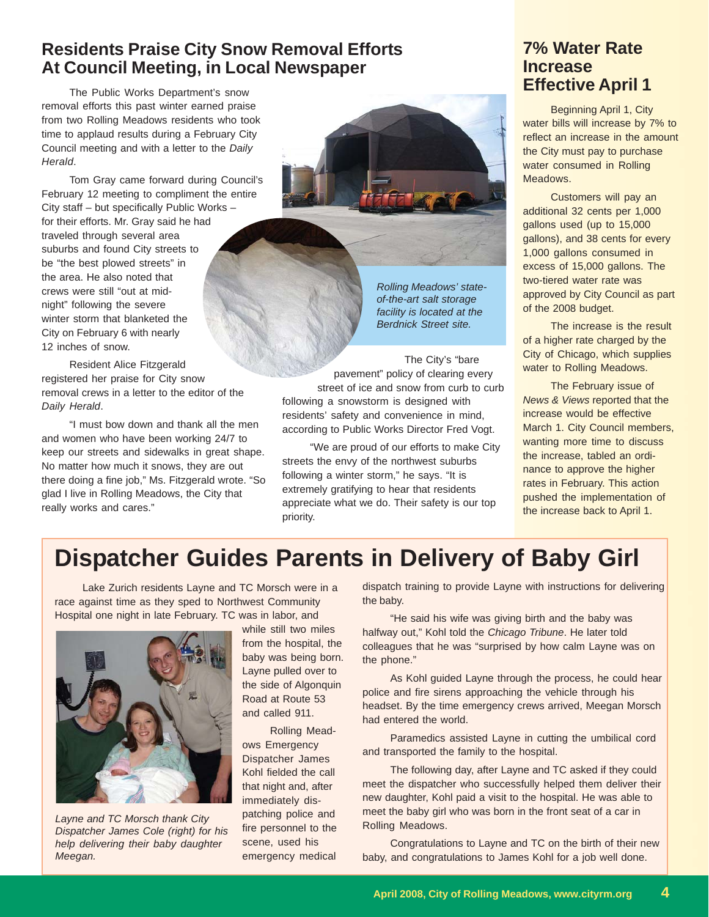## Residents Praise City Snow Removal Efforts At Council Meeting, in Local Newspaper

The Public Works Department's snow removal efforts this past winter earned praise from two Rolling Meadows residents who took time to applaud results during a February City Council meeting and with a letter to the *Daily Herald*.

Tom Gray came forward during Council's February 12 meeting to compliment the entire City staff – but specifically Public Works – for their efforts. Mr. Gray said he had traveled through several area suburbs and found City streets to be "the best plowed streets" in the area. He also noted that crews were still "out at midnight" following the severe winter storm that blanketed the City on February 6 with nearly 12 inches of snow.

Resident Alice Fitzgerald registered her praise for City snow removal crews in a letter to the editor of the *Daily Herald*.

"I must bow down and thank all the men and women who have been working 24/7 to keep our streets and sidewalks in great shape. No matter how much it snows, they are out there doing a fine job," Ms. Fitzgerald wrote. "So glad I live in Rolling Meadows, the City that really works and cares."

*Rolling Meadows' state-of-the-art salt storage facility is located at the Berdnick Street site.*

The City's "bare pavement" policy of clearing every street of ice and snow from curb to curb following a snowstorm is designed with residents' safety and convenience in mind, according to Public Works Director Fred Vogt.

"We are proud of our efforts to make City streets the envy of the northwest suburbs following a winter storm," he says. "It is extremely gratifying to hear that residents appreciate what we do. Their safety is our top priority.

## 7% Water Rate Increase Effective April 1

Beginning April 1, City water bills will increase by 7% to reflect an increase in the amount the City must pay to purchase water consumed in Rolling Meadows.

Customers will pay an additional 32 cents per 1,000 gallons used (up to 15,000 gallons), and 38 cents for every 1,000 gallons consumed in excess of 15,000 gallons. The two-tiered water rate was approved by City Council as part of the 2008 budget.

The increase is the result of a higher rate charged by the City of Chicago, which supplies water to Rolling Meadows.

The February issue of *News & Views* reported that the increase would be effective March 1. City Council members, wanting more time to discuss the increase, tabled an ordinance to approve the higher rates in February. This action pushed the implementation of the increase back to April 1.

# Dispatcher Guides Parents in Delivery of Baby Girl

Lake Zurich residents Layne and TC Morsch were in a race against time as they sped to Northwest Community Hospital one night in late February. TC was in labor, and while still two miles from the hospital, the baby was being born. Layne pulled over to the side of Algonquin Road at Route 53 and called 911.

*Layne and TC Morsch thank City Dispatcher James Cole (right) for his help delivering their baby daughter Meegan.*

Rolling Meadows Emergency Dispatcher James Kohl fielded the call that night and, after immediately dispatching police and fire personnel to the scene, used his emergency medical dispatch training to provide Layne with instructions for delivering the baby.

"He said his wife was giving birth and the baby was halfway out," Kohl told the *Chicago Tribune*. He later told colleagues that he was "surprised by how calm Layne was on the phone."

As Kohl guided Layne through the process, he could hear police and fire sirens approaching the vehicle through his headset. By the time emergency crews arrived, Meegan Morsch had entered the world.

Paramedics assisted Layne in cutting the umbilical cord and transported the family to the hospital.

The following day, after Layne and TC asked if they could meet the dispatcher who successfully helped them deliver their new daughter, Kohl paid a visit to the hospital. He was able to meet the baby girl who was born in the front seat of a car in Rolling Meadows.

Congratulations to Layne and TC on the birth of their new baby, and congratulations to James Kohl for a job well done.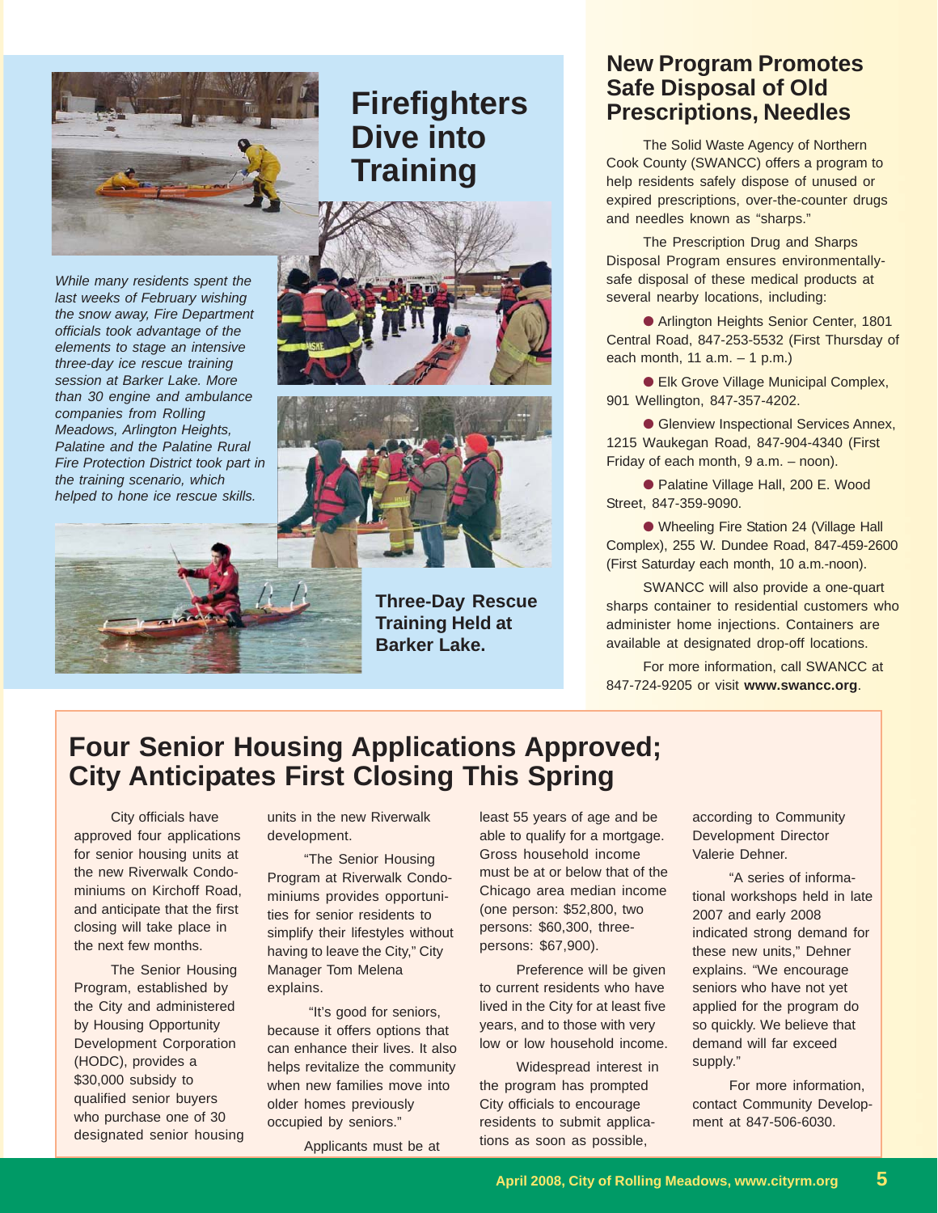# Firefighters Dive into Training

*While many residents spent the last weeks of February wishing the snow away, Fire Department officials took advantage of the elements to stage an intensive three-day ice rescue training session at Barker Lake. More than 30 engine and ambulance companies from Rolling Meadows, Arlington Heights, Palatine and the Palatine Rural Fire Protection District took part in the training scenario, which helped to hone ice rescue skills.*

**Three-Day Rescue Training Held at Barker Lake.**

## New Program Promotes Safe Disposal of Old Prescriptions, Needles

The Solid Waste Agency of Northern Cook County (SWANCC) offers a program to help residents safely dispose of unused or expired prescriptions, over-the-counter drugs and needles known as "sharps."

The Prescription Drug and Sharps Disposal Program ensures environmentally-safe disposal of these medical products at several nearby locations, including:

- Arlington Heights Senior Center, 1801 Central Road, 847-253-5532 (First Thursday of each month, 11 a.m. – 1 p.m.)
- Elk Grove Village Municipal Complex, 901 Wellington, 847-357-4202.
- Glenview Inspectional Services Annex, 1215 Waukegan Road, 847-904-4340 (First Friday of each month, 9 a.m. – noon).
- Palatine Village Hall, 200 E. Wood Street, 847-359-9090.
- Wheeling Fire Station 24 (Village Hall Complex), 255 W. Dundee Road, 847-459-2600 (First Saturday each month, 10 a.m.-noon).

SWANCC will also provide a one-quart sharps container to residential customers who administer home injections. Containers are available at designated drop-off locations.

For more information, call SWANCC at 847-724-9205 or visit **www.swancc.org**.

## Four Senior Housing Applications Approved; City Anticipates First Closing This Spring

City officials have approved four applications for senior housing units at the new Riverwalk Condominiums on Kirchoff Road, and anticipate that the first closing will take place in the next few months.

The Senior Housing Program, established by the City and administered by Housing Opportunity Development Corporation (HODC), provides a $30,000 subsidy to qualified senior buyers who purchase one of 30 designated senior housing units in the new Riverwalk development.

"The Senior Housing Program at Riverwalk Condominiums provides opportunities for senior residents to simplify their lifestyles without having to leave the City," City Manager Tom Melena explains.

"It's good for seniors, because it offers options that can enhance their lives. It also helps revitalize the community when new families move into older homes previously occupied by seniors."

Applicants must be at least 55 years of age and be able to qualify for a mortgage. Gross household income must be at or below that of the Chicago area median income (one person: $52,800, two persons: $60,300, three-persons: $67,900).

Preference will be given to current residents who have lived in the City for at least five years, and to those with very low or low household income.

Widespread interest in the program has prompted City officials to encourage residents to submit applications as soon as possible, according to Community Development Director Valerie Dehner.

"A series of informational workshops held in late 2007 and early 2008 indicated strong demand for these new units," Dehner explains. "We encourage seniors who have not yet applied for the program do so quickly. We believe that demand will far exceed supply."

For more information, contact Community Development at 847-506-6030.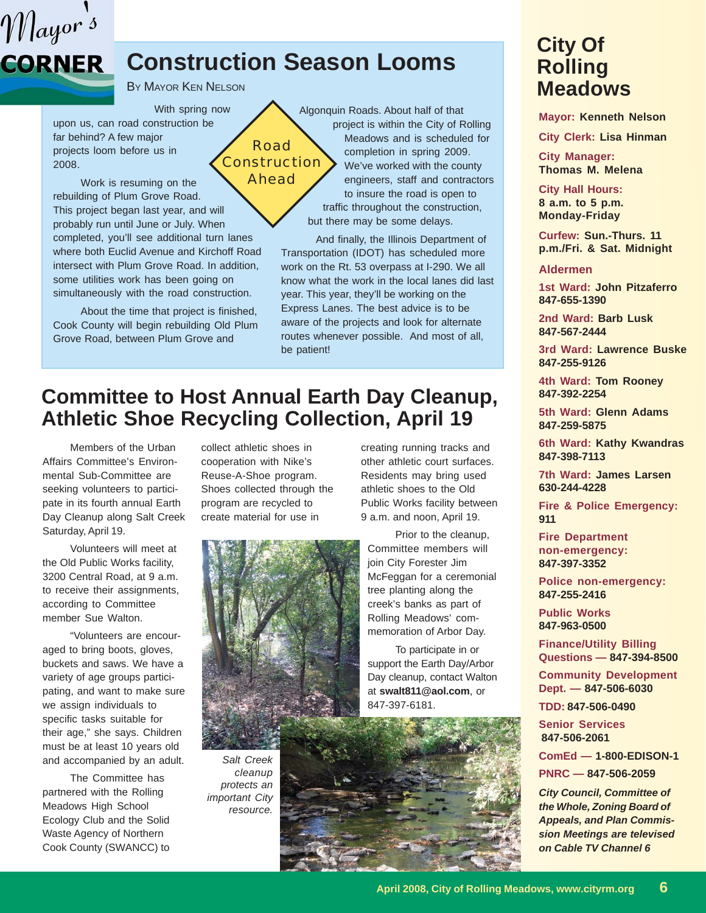## Mayor's CORNER

# Construction Season Looms

By Mayor Ken Nelson

Road Construction Ahead

With spring now upon us, can road construction be far behind? A few major projects loom before us in 2008.

Work is resuming on the rebuilding of Plum Grove Road. This project began last year, and will probably run until June or July. When completed, you'll see additional turn lanes where both Euclid Avenue and Kirchoff Road intersect with Plum Grove Road. In addition, some utilities work has been going on simultaneously with the road construction.

About the time that project is finished, Cook County will begin rebuilding Old Plum Grove Road, between Plum Grove and Algonquin Roads. About half of that project is within the City of Rolling Meadows and is scheduled for completion in spring 2009. We've worked with the county engineers, staff and contractors to insure the road is open to traffic throughout the construction, but there may be some delays.

And finally, the Illinois Department of Transportation (IDOT) has scheduled more work on the Rt. 53 overpass at I-290. We all know what the work in the local lanes did last year. This year, they'll be working on the Express Lanes. The best advice is to be aware of the projects and look for alternate routes whenever possible. And most of all, be patient!

# Committee to Host Annual Earth Day Cleanup, Athletic Shoe Recycling Collection, April 19

Members of the Urban Affairs Committee's Environmental Sub-Committee are seeking volunteers to participate in its fourth annual Earth Day Cleanup along Salt Creek Saturday, April 19.

Volunteers will meet at the Old Public Works facility, 3200 Central Road, at 9 a.m. to receive their assignments, according to Committee member Sue Walton.

"Volunteers are encouraged to bring boots, gloves, buckets and saws. We have a variety of age groups participating, and want to make sure we assign individuals to specific tasks suitable for their age," she says. Children must be at least 10 years old and accompanied by an adult.

The Committee has partnered with the Rolling Meadows High School Ecology Club and the Solid Waste Agency of Northern Cook County (SWANCC) to collect athletic shoes in cooperation with Nike's Reuse-A-Shoe program. Shoes collected through the program are recycled to create material for use in creating running tracks and other athletic court surfaces. Residents may bring used athletic shoes to the Old Public Works facility between 9 a.m. and noon, April 19.

Prior to the cleanup, Committee members will join City Forester Jim McFeggan for a ceremonial tree planting along the creek's banks as part of Rolling Meadows' commemoration of Arbor Day.

To participate in or support the Earth Day/Arbor Day cleanup, contact Walton at **swalt811@aol.com**, or 847-397-6181.

*Salt Creek cleanup protects an important City resource.*

## City Of Rolling Meadows

**Mayor:** Kenneth Nelson

**City Clerk:** Lisa Hinman

**City Manager:** Thomas M. Melena

**City Hall Hours:** 8 a.m. to 5 p.m. Monday-Friday

**Curfew:** Sun.-Thurs. 11 p.m./Fri. & Sat. Midnight

**Aldermen**

**1st Ward:** John Pitzaferro 847-655-1390

**2nd Ward:** Barb Lusk 847-567-2444

**3rd Ward:** Lawrence Buske 847-255-9126

**4th Ward:** Tom Rooney 847-392-2254

**5th Ward:** Glenn Adams 847-259-5875

**6th Ward:** Kathy Kwandras 847-398-7113

**7th Ward:** James Larsen 630-244-4228

**Fire & Police Emergency:** 911

**Fire Department non-emergency:** 847-397-3352

**Police non-emergency:** 847-255-2416

**Public Works** 847-963-0500

**Finance/Utility Billing Questions** — 847-394-8500

**Community Development Dept.** — 847-506-6030

**TDD:** 847-506-0490

**Senior Services** 847-506-2061

**ComEd** — 1-800-EDISON-1

**PNRC** — 847-506-2059

***City Council, Committee of the Whole, Zoning Board of Appeals, and Plan Commission Meetings are televised on Cable TV Channel 6***